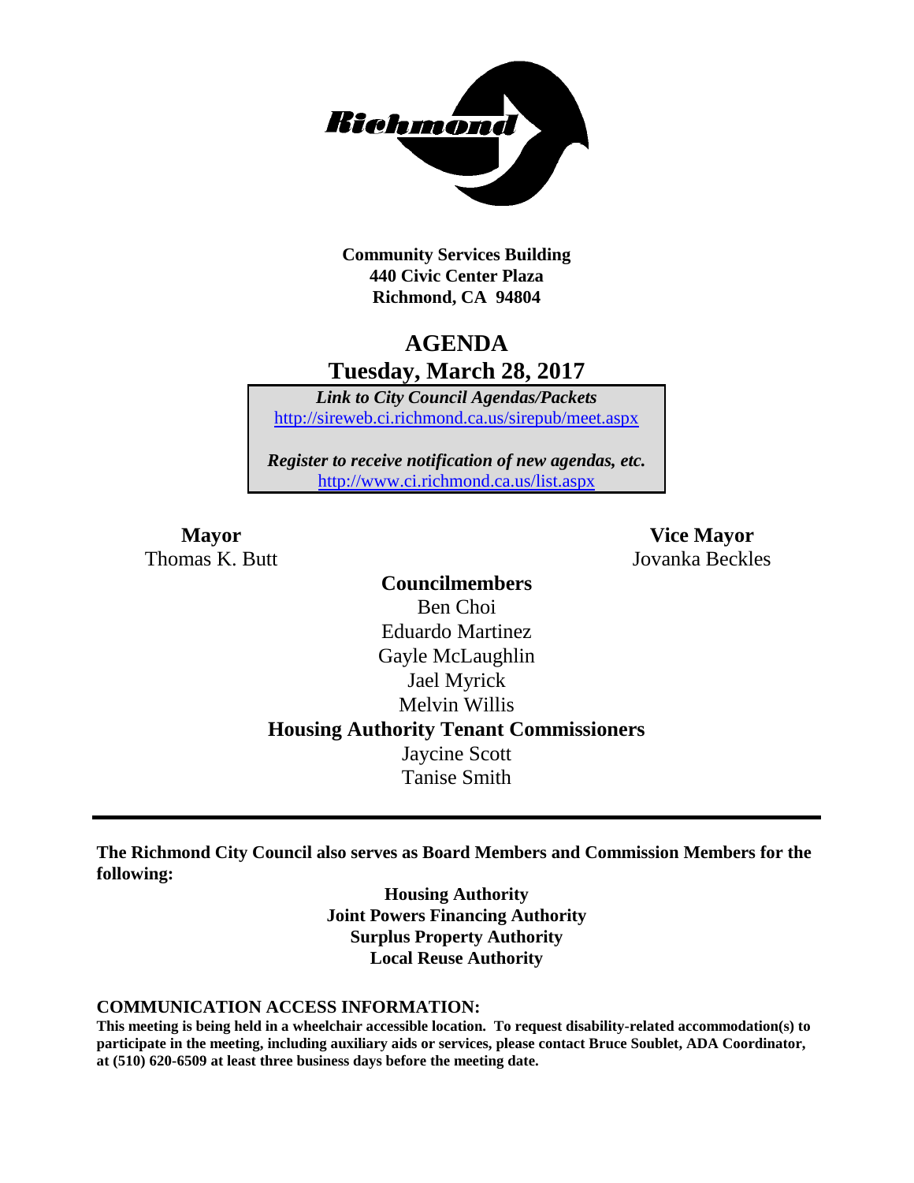**Community Services Building**
**440 Civic Center Plaza**
**Richmond, CA 94804**

# AGENDA

## Tuesday, March 28, 2017

***Link to City Council Agendas/Packets***
http://sireweb.ci.richmond.ca.us/sirepub/meet.aspx

***Register to receive notification of new agendas, etc.***
http://www.ci.richmond.ca.us/list.aspx

**Mayor**
Thomas K. Butt

**Vice Mayor**
Jovanka Beckles

**Councilmembers**
Ben Choi
Eduardo Martinez
Gayle McLaughlin
Jael Myrick
Melvin Willis

**Housing Authority Tenant Commissioners**
Jaycine Scott
Tanise Smith

---

**The Richmond City Council also serves as Board Members and Commission Members for the following:**

**Housing Authority**
**Joint Powers Financing Authority**
**Surplus Property Authority**
**Local Reuse Authority**

**COMMUNICATION ACCESS INFORMATION:**

**This meeting is being held in a wheelchair accessible location. To request disability-related accommodation(s) to participate in the meeting, including auxiliary aids or services, please contact Bruce Soublet, ADA Coordinator, at (510) 620-6509 at least three business days before the meeting date.**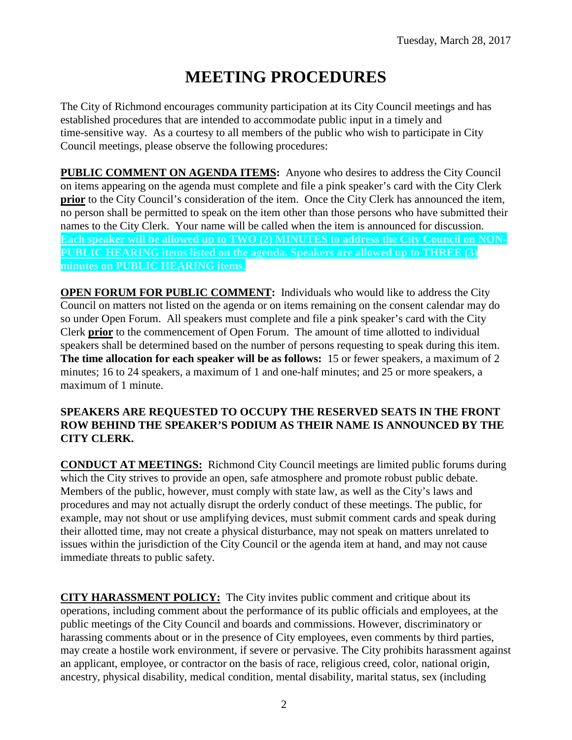Tuesday, March 28, 2017

# MEETING PROCEDURES

The City of Richmond encourages community participation at its City Council meetings and has established procedures that are intended to accommodate public input in a timely and time-sensitive way. As a courtesy to all members of the public who wish to participate in City Council meetings, please observe the following procedures:

**PUBLIC COMMENT ON AGENDA ITEMS:** Anyone who desires to address the City Council on items appearing on the agenda must complete and file a pink speaker's card with the City Clerk **prior** to the City Council's consideration of the item. Once the City Clerk has announced the item, no person shall be permitted to speak on the item other than those persons who have submitted their names to the City Clerk. Your name will be called when the item is announced for discussion. **Each speaker will be allowed up to TWO (2) MINUTES to address the City Council on NON-PUBLIC HEARING items listed on the agenda. Speakers are allowed up to THREE (3) minutes on PUBLIC HEARING items.**

**OPEN FORUM FOR PUBLIC COMMENT:** Individuals who would like to address the City Council on matters not listed on the agenda or on items remaining on the consent calendar may do so under Open Forum. All speakers must complete and file a pink speaker's card with the City Clerk **prior** to the commencement of Open Forum. The amount of time allotted to individual speakers shall be determined based on the number of persons requesting to speak during this item. **The time allocation for each speaker will be as follows:** 15 or fewer speakers, a maximum of 2 minutes; 16 to 24 speakers, a maximum of 1 and one-half minutes; and 25 or more speakers, a maximum of 1 minute.

**SPEAKERS ARE REQUESTED TO OCCUPY THE RESERVED SEATS IN THE FRONT ROW BEHIND THE SPEAKER'S PODIUM AS THEIR NAME IS ANNOUNCED BY THE CITY CLERK.**

**CONDUCT AT MEETINGS:** Richmond City Council meetings are limited public forums during which the City strives to provide an open, safe atmosphere and promote robust public debate. Members of the public, however, must comply with state law, as well as the City's laws and procedures and may not actually disrupt the orderly conduct of these meetings. The public, for example, may not shout or use amplifying devices, must submit comment cards and speak during their allotted time, may not create a physical disturbance, may not speak on matters unrelated to issues within the jurisdiction of the City Council or the agenda item at hand, and may not cause immediate threats to public safety.

**CITY HARASSMENT POLICY:** The City invites public comment and critique about its operations, including comment about the performance of its public officials and employees, at the public meetings of the City Council and boards and commissions. However, discriminatory or harassing comments about or in the presence of City employees, even comments by third parties, may create a hostile work environment, if severe or pervasive. The City prohibits harassment against an applicant, employee, or contractor on the basis of race, religious creed, color, national origin, ancestry, physical disability, medical condition, mental disability, marital status, sex (including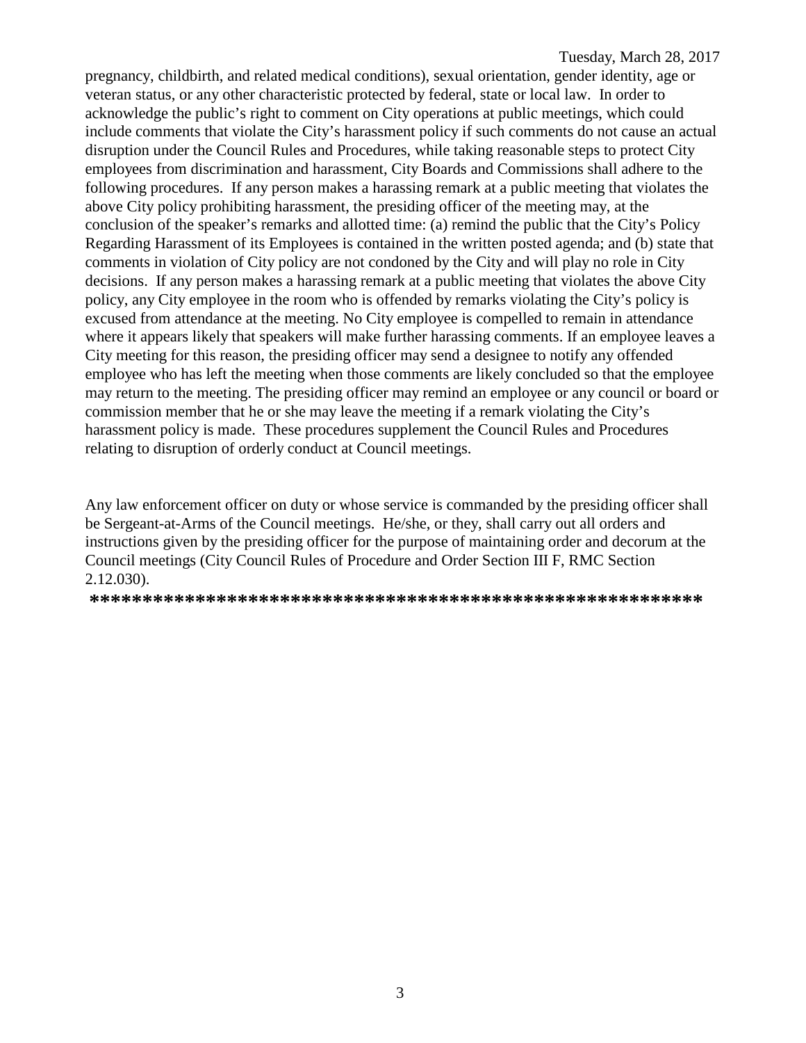pregnancy, childbirth, and related medical conditions), sexual orientation, gender identity, age or veteran status, or any other characteristic protected by federal, state or local law. In order to acknowledge the public's right to comment on City operations at public meetings, which could include comments that violate the City's harassment policy if such comments do not cause an actual disruption under the Council Rules and Procedures, while taking reasonable steps to protect City employees from discrimination and harassment, City Boards and Commissions shall adhere to the following procedures. If any person makes a harassing remark at a public meeting that violates the above City policy prohibiting harassment, the presiding officer of the meeting may, at the conclusion of the speaker's remarks and allotted time: (a) remind the public that the City's Policy Regarding Harassment of its Employees is contained in the written posted agenda; and (b) state that comments in violation of City policy are not condoned by the City and will play no role in City decisions. If any person makes a harassing remark at a public meeting that violates the above City policy, any City employee in the room who is offended by remarks violating the City's policy is excused from attendance at the meeting. No City employee is compelled to remain in attendance where it appears likely that speakers will make further harassing comments. If an employee leaves a City meeting for this reason, the presiding officer may send a designee to notify any offended employee who has left the meeting when those comments are likely concluded so that the employee may return to the meeting. The presiding officer may remind an employee or any council or board or commission member that he or she may leave the meeting if a remark violating the City's harassment policy is made. These procedures supplement the Council Rules and Procedures relating to disruption of orderly conduct at Council meetings.

Any law enforcement officer on duty or whose service is commanded by the presiding officer shall be Sergeant-at-Arms of the Council meetings. He/she, or they, shall carry out all orders and instructions given by the presiding officer for the purpose of maintaining order and decorum at the Council meetings (City Council Rules of Procedure and Order Section III F, RMC Section 2.12.030).

**************************************************************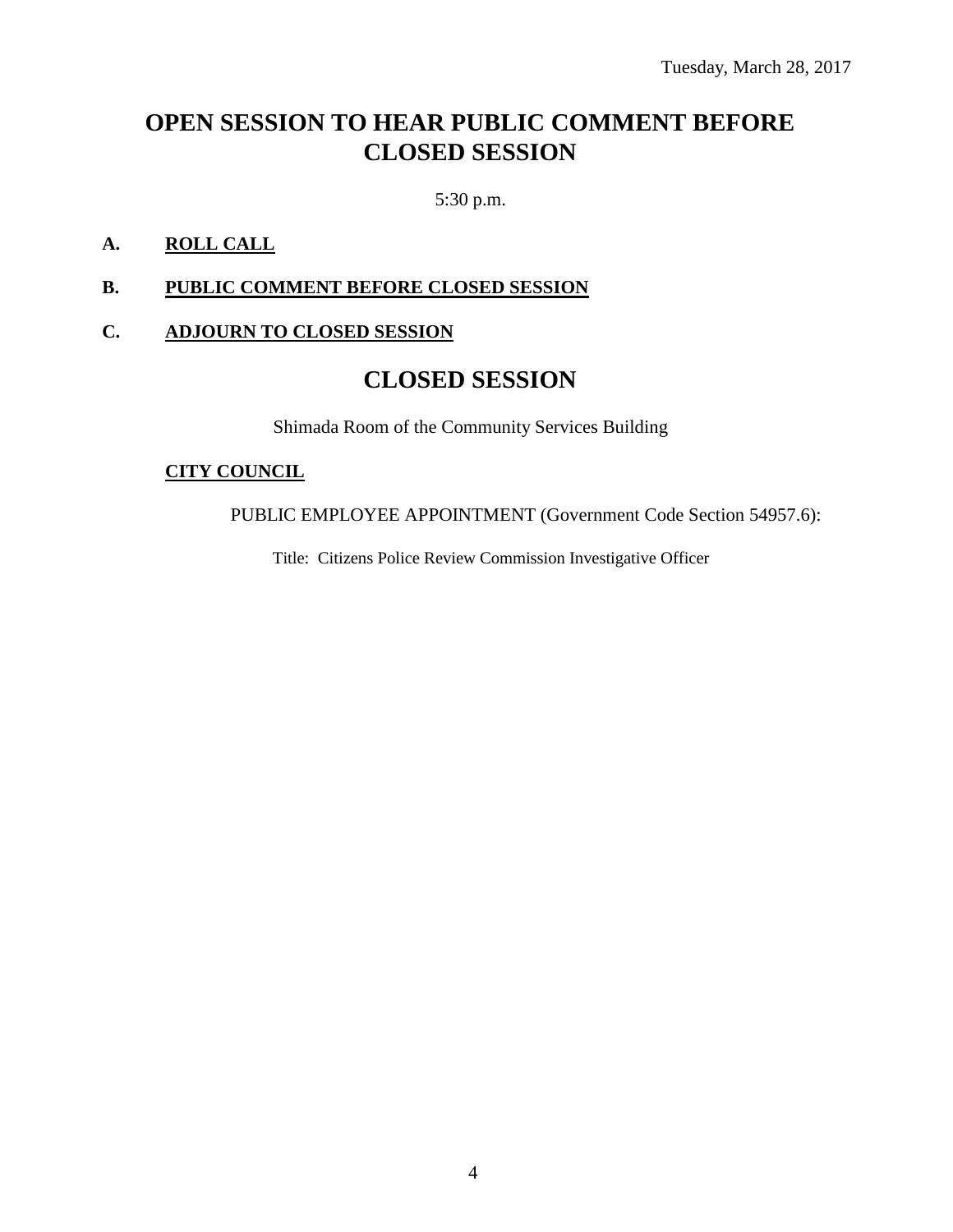Tuesday, March 28, 2017

# OPEN SESSION TO HEAR PUBLIC COMMENT BEFORE CLOSED SESSION

5:30 p.m.

**A. ROLL CALL**

**B. PUBLIC COMMENT BEFORE CLOSED SESSION**

**C. ADJOURN TO CLOSED SESSION**

# CLOSED SESSION

Shimada Room of the Community Services Building

**CITY COUNCIL**

PUBLIC EMPLOYEE APPOINTMENT (Government Code Section 54957.6):

Title: Citizens Police Review Commission Investigative Officer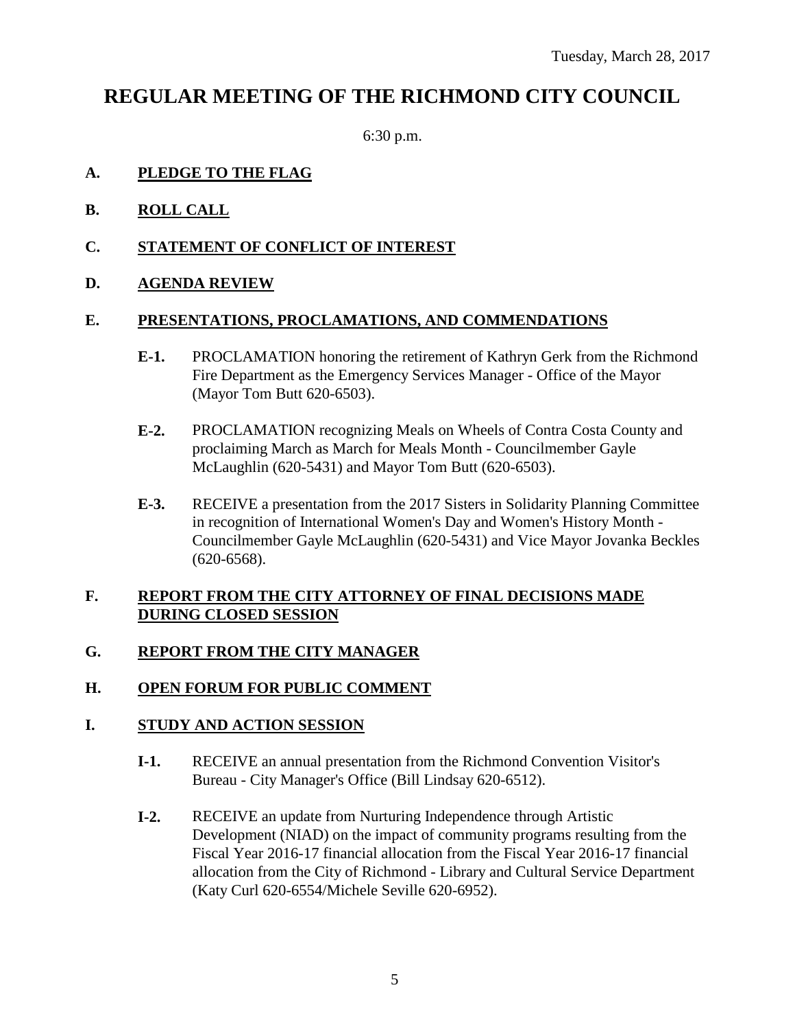Tuesday, March 28, 2017

# REGULAR MEETING OF THE RICHMOND CITY COUNCIL

6:30 p.m.

**A. PLEDGE TO THE FLAG**

**B. ROLL CALL**

**C. STATEMENT OF CONFLICT OF INTEREST**

**D. AGENDA REVIEW**

**E. PRESENTATIONS, PROCLAMATIONS, AND COMMENDATIONS**

**E-1.** PROCLAMATION honoring the retirement of Kathryn Gerk from the Richmond Fire Department as the Emergency Services Manager - Office of the Mayor (Mayor Tom Butt 620-6503).

**E-2.** PROCLAMATION recognizing Meals on Wheels of Contra Costa County and proclaiming March as March for Meals Month - Councilmember Gayle McLaughlin (620-5431) and Mayor Tom Butt (620-6503).

**E-3.** RECEIVE a presentation from the 2017 Sisters in Solidarity Planning Committee in recognition of International Women's Day and Women's History Month - Councilmember Gayle McLaughlin (620-5431) and Vice Mayor Jovanka Beckles (620-6568).

**F. REPORT FROM THE CITY ATTORNEY OF FINAL DECISIONS MADE DURING CLOSED SESSION**

**G. REPORT FROM THE CITY MANAGER**

**H. OPEN FORUM FOR PUBLIC COMMENT**

**I. STUDY AND ACTION SESSION**

**I-1.** RECEIVE an annual presentation from the Richmond Convention Visitor's Bureau - City Manager's Office (Bill Lindsay 620-6512).

**I-2.** RECEIVE an update from Nurturing Independence through Artistic Development (NIAD) on the impact of community programs resulting from the Fiscal Year 2016-17 financial allocation from the Fiscal Year 2016-17 financial allocation from the City of Richmond - Library and Cultural Service Department (Katy Curl 620-6554/Michele Seville 620-6952).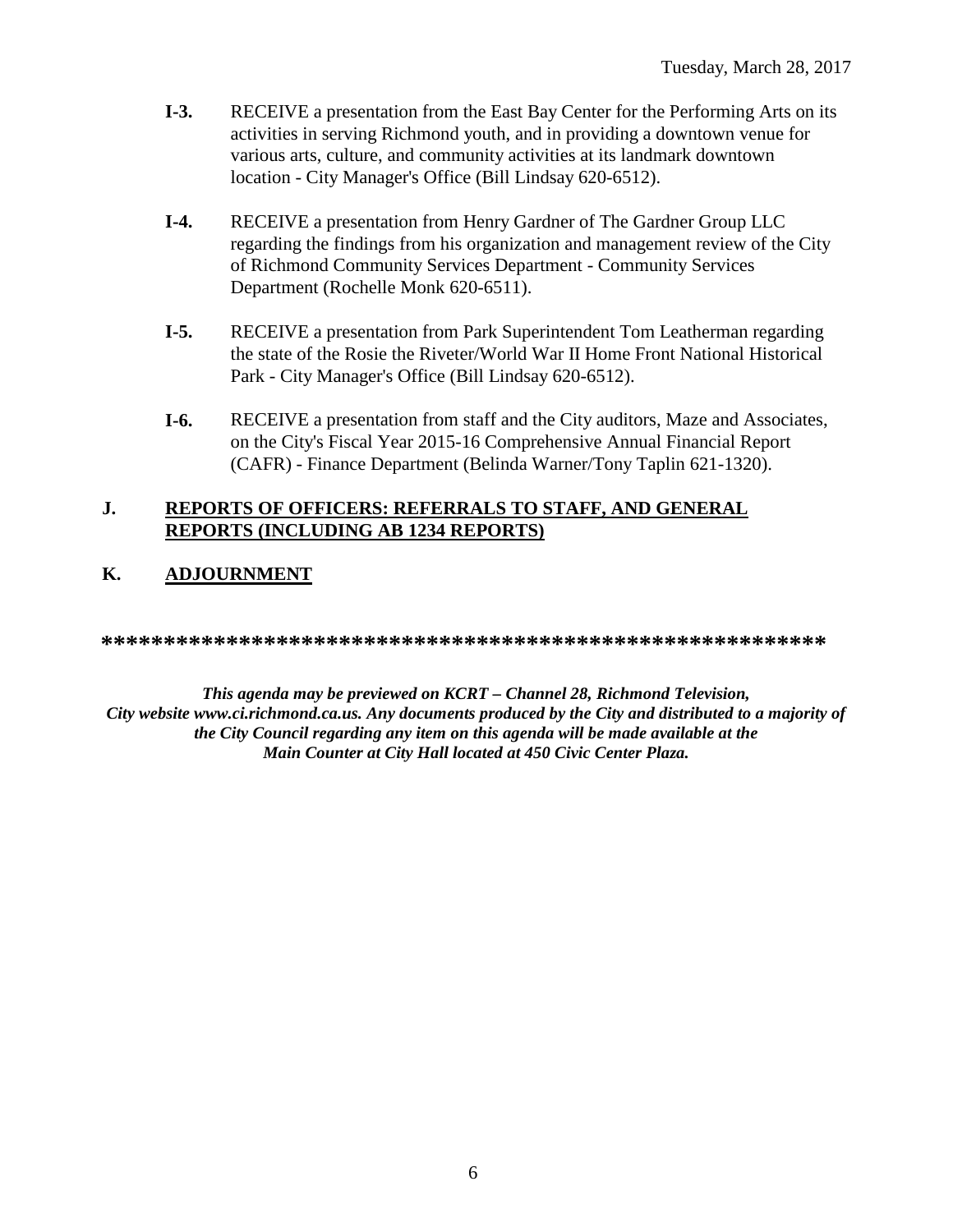**I-3.** RECEIVE a presentation from the East Bay Center for the Performing Arts on its activities in serving Richmond youth, and in providing a downtown venue for various arts, culture, and community activities at its landmark downtown location - City Manager's Office (Bill Lindsay 620-6512).

**I-4.** RECEIVE a presentation from Henry Gardner of The Gardner Group LLC regarding the findings from his organization and management review of the City of Richmond Community Services Department - Community Services Department (Rochelle Monk 620-6511).

**I-5.** RECEIVE a presentation from Park Superintendent Tom Leatherman regarding the state of the Rosie the Riveter/World War II Home Front National Historical Park - City Manager's Office (Bill Lindsay 620-6512).

**I-6.** RECEIVE a presentation from staff and the City auditors, Maze and Associates, on the City's Fiscal Year 2015-16 Comprehensive Annual Financial Report (CAFR) - Finance Department (Belinda Warner/Tony Taplin 621-1320).

## J. <u>REPORTS OF OFFICERS: REFERRALS TO STAFF, AND GENERAL REPORTS (INCLUDING AB 1234 REPORTS)</u>

## K. <u>ADJOURNMENT</u>

**************************************************************

***This agenda may be previewed on KCRT – Channel 28, Richmond Television, City website www.ci.richmond.ca.us. Any documents produced by the City and distributed to a majority of the City Council regarding any item on this agenda will be made available at the Main Counter at City Hall located at 450 Civic Center Plaza.***